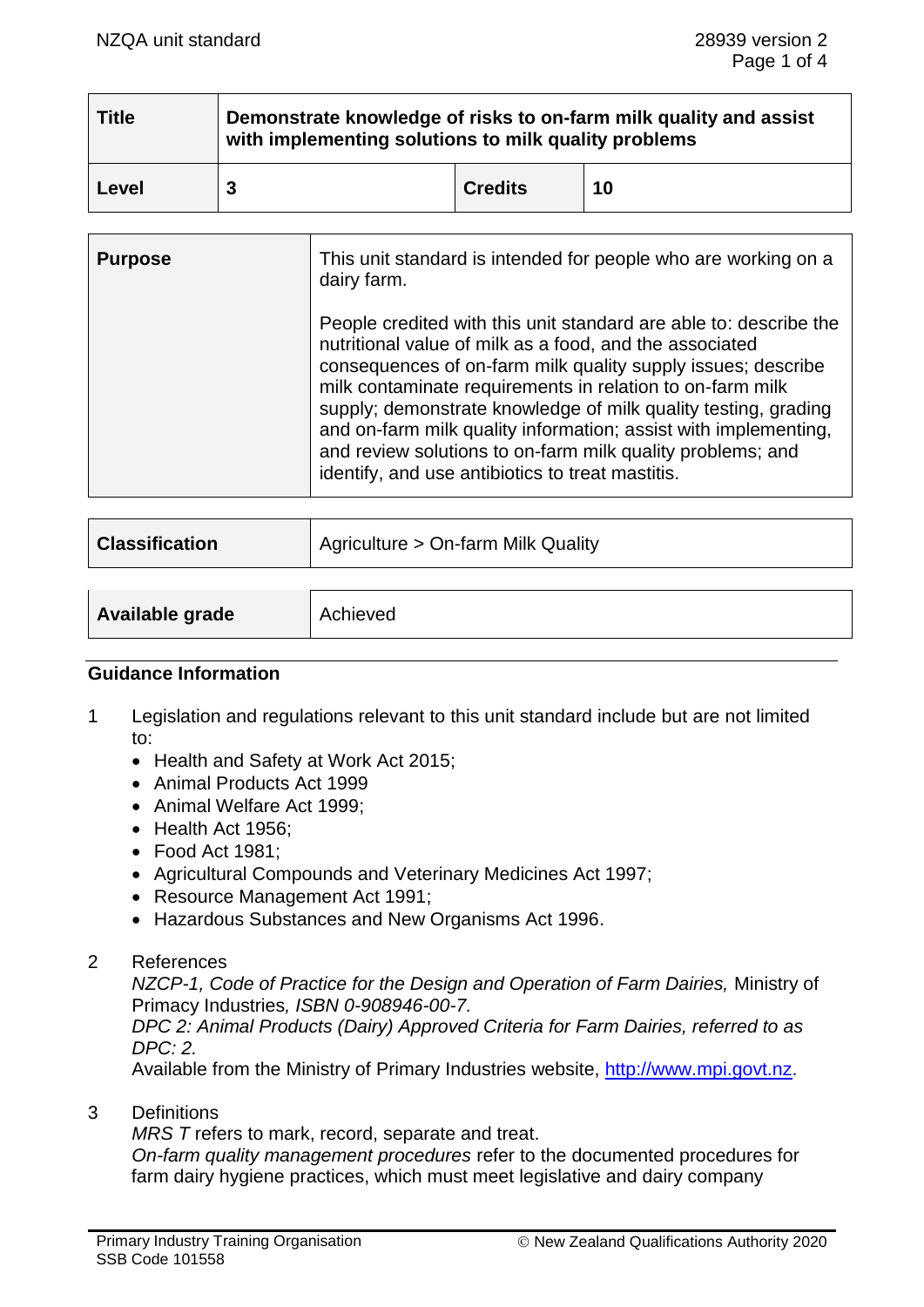| Title | Demonstrate knowledge of risks to on-farm milk quality and assist with implementing solutions to milk quality problems | | |
|---|---|---|---|
| Level | 3 | Credits | 10 |

| Purpose | This unit standard is intended for people who are working on a dairy farm.<br><br>People credited with this unit standard are able to: describe the nutritional value of milk as a food, and the associated consequences of on-farm milk quality supply issues; describe milk contaminate requirements in relation to on-farm milk supply; demonstrate knowledge of milk quality testing, grading and on-farm milk quality information; assist with implementing, and review solutions to on-farm milk quality problems; and identify, and use antibiotics to treat mastitis. |
|---|---|

| Classification | Agriculture > On-farm Milk Quality |
|---|---|

| Available grade | Achieved |
|---|---|

## Guidance Information

1 Legislation and regulations relevant to this unit standard include but are not limited to:
- Health and Safety at Work Act 2015;
- Animal Products Act 1999
- Animal Welfare Act 1999;
- Health Act 1956;
- Food Act 1981;
- Agricultural Compounds and Veterinary Medicines Act 1997;
- Resource Management Act 1991;
- Hazardous Substances and New Organisms Act 1996.

2 References

*NZCP-1, Code of Practice for the Design and Operation of Farm Dairies,* Ministry of Primacy Industries*, ISBN 0-908946-00-7.*
*DPC 2: Animal Products (Dairy) Approved Criteria for Farm Dairies, referred to as DPC: 2.*
Available from the Ministry of Primary Industries website, http://www.mpi.govt.nz.

3 Definitions

*MRS T* refers to mark, record, separate and treat.
*On-farm quality management procedures* refer to the documented procedures for farm dairy hygiene practices, which must meet legislative and dairy company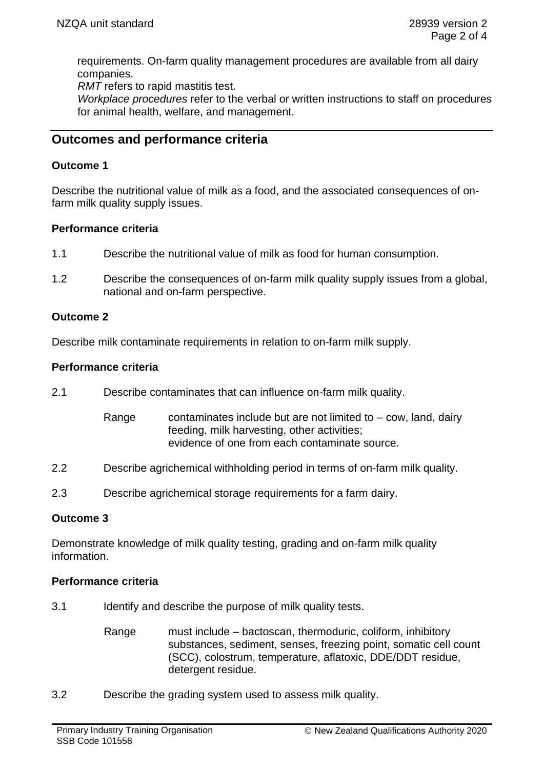requirements. On-farm quality management procedures are available from all dairy companies.
*RMT* refers to rapid mastitis test.
*Workplace procedures* refer to the verbal or written instructions to staff on procedures for animal health, welfare, and management.

## Outcomes and performance criteria

### Outcome 1

Describe the nutritional value of milk as a food, and the associated consequences of on-farm milk quality supply issues.

#### Performance criteria

1.1 Describe the nutritional value of milk as food for human consumption.

1.2 Describe the consequences of on-farm milk quality supply issues from a global, national and on-farm perspective.

### Outcome 2

Describe milk contaminate requirements in relation to on-farm milk supply.

#### Performance criteria

2.1 Describe contaminates that can influence on-farm milk quality.

Range contaminates include but are not limited to – cow, land, dairy feeding, milk harvesting, other activities;
evidence of one from each contaminate source.

2.2 Describe agrichemical withholding period in terms of on-farm milk quality.

2.3 Describe agrichemical storage requirements for a farm dairy.

### Outcome 3

Demonstrate knowledge of milk quality testing, grading and on-farm milk quality information.

#### Performance criteria

3.1 Identify and describe the purpose of milk quality tests.

Range must include – bactoscan, thermoduric, coliform, inhibitory substances, sediment, senses, freezing point, somatic cell count (SCC), colostrum, temperature, aflatoxic, DDE/DDT residue, detergent residue.

3.2 Describe the grading system used to assess milk quality.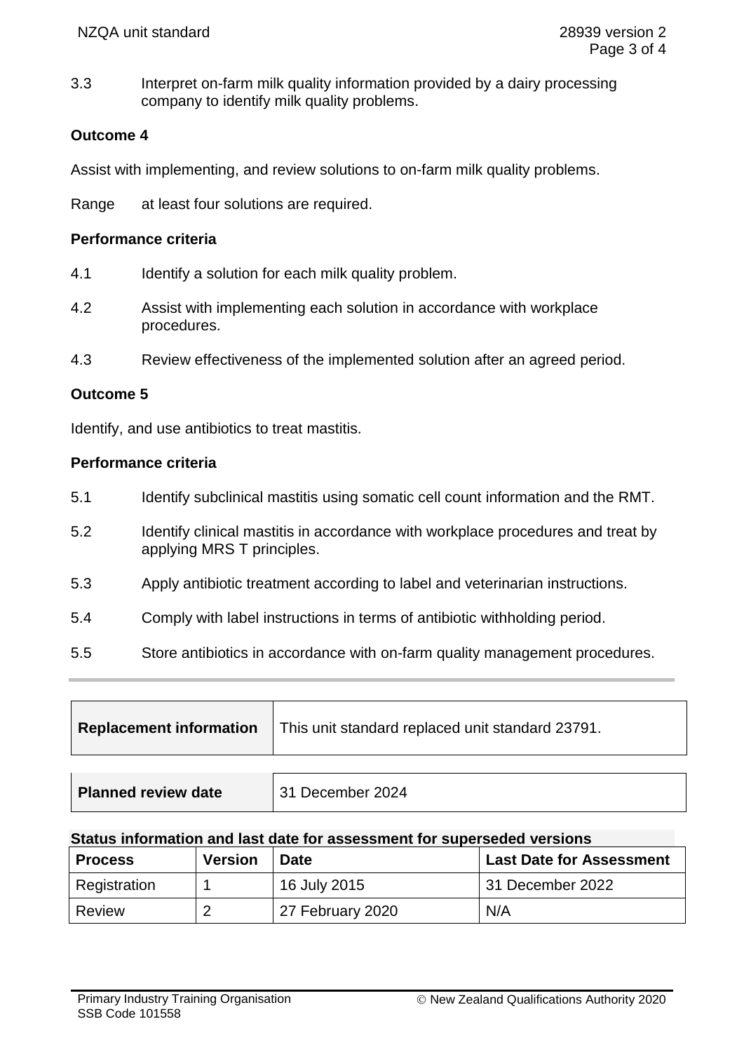3.3 Interpret on-farm milk quality information provided by a dairy processing company to identify milk quality problems.

**Outcome 4**

Assist with implementing, and review solutions to on-farm milk quality problems.

Range at least four solutions are required.

**Performance criteria**

4.1 Identify a solution for each milk quality problem.

4.2 Assist with implementing each solution in accordance with workplace procedures.

4.3 Review effectiveness of the implemented solution after an agreed period.

**Outcome 5**

Identify, and use antibiotics to treat mastitis.

**Performance criteria**

5.1 Identify subclinical mastitis using somatic cell count information and the RMT.

5.2 Identify clinical mastitis in accordance with workplace procedures and treat by applying MRS T principles.

5.3 Apply antibiotic treatment according to label and veterinarian instructions.

5.4 Comply with label instructions in terms of antibiotic withholding period.

5.5 Store antibiotics in accordance with on-farm quality management procedures.

---

| **Replacement information** | This unit standard replaced unit standard 23791. |
|---|---|

| **Planned review date** | 31 December 2024 |
|---|---|

**Status information and last date for assessment for superseded versions**

| Process | Version | Date | Last Date for Assessment |
|---|---|---|---|
| Registration | 1 | 16 July 2015 | 31 December 2022 |
| Review | 2 | 27 February 2020 | N/A |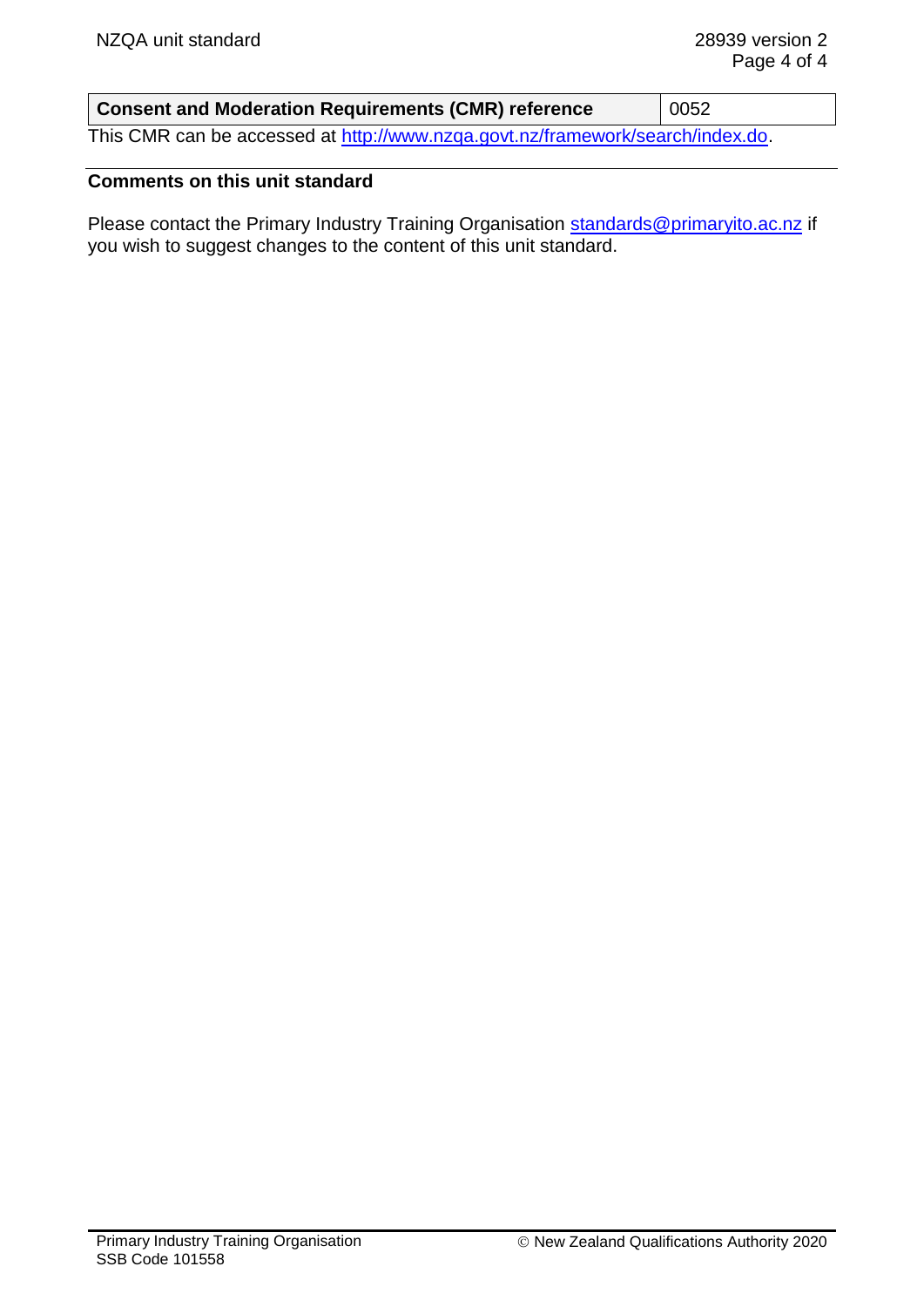| Consent and Moderation Requirements (CMR) reference | 0052 |
| --- | --- |

This CMR can be accessed at http://www.nzqa.govt.nz/framework/search/index.do.

**Comments on this unit standard**

Please contact the Primary Industry Training Organisation standards@primaryito.ac.nz if you wish to suggest changes to the content of this unit standard.